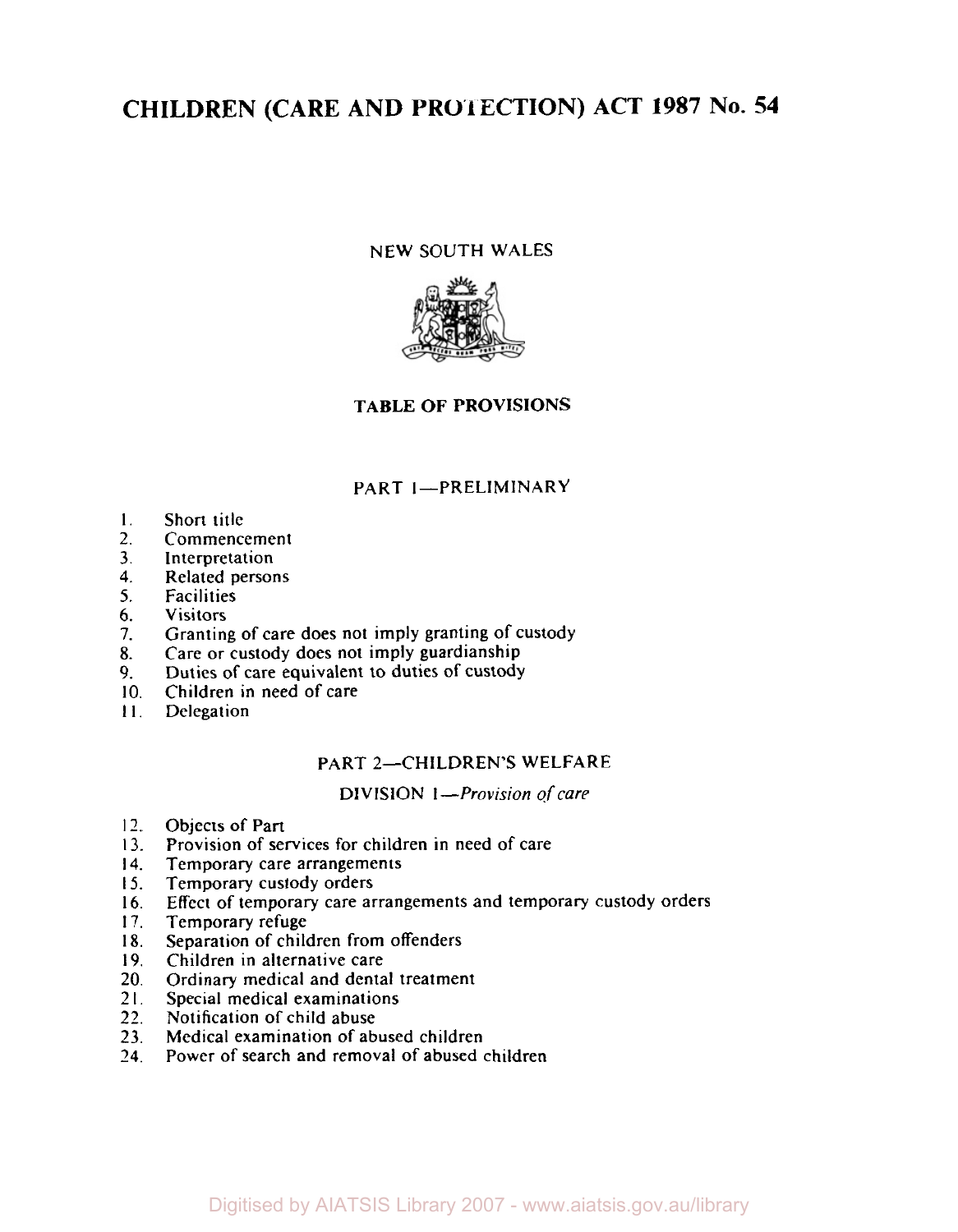# CHILDREN (CARE AND PROTECTION) ACT 1987 No. 54

NEW SOUTH WALES

## TABLE OF PROVISIONS

### PART 1—PRELIMINARY

1. Short title
2. Commencement
3. Interpretation
4. Related persons
5. Facilities
6. Visitors
7. Granting of care does not imply granting of custody
8. Care or custody does not imply guardianship
9. Duties of care equivalent to duties of custody
10. Children in need of care
11. Delegation

### PART 2—CHILDREN'S WELFARE

#### DIVISION 1—*Provision of care*

12. Objects of Part
13. Provision of services for children in need of care
14. Temporary care arrangements
15. Temporary custody orders
16. Effect of temporary care arrangements and temporary custody orders
17. Temporary refuge
18. Separation of children from offenders
19. Children in alternative care
20. Ordinary medical and dental treatment
21. Special medical examinations
22. Notification of child abuse
23. Medical examination of abused children
24. Power of search and removal of abused children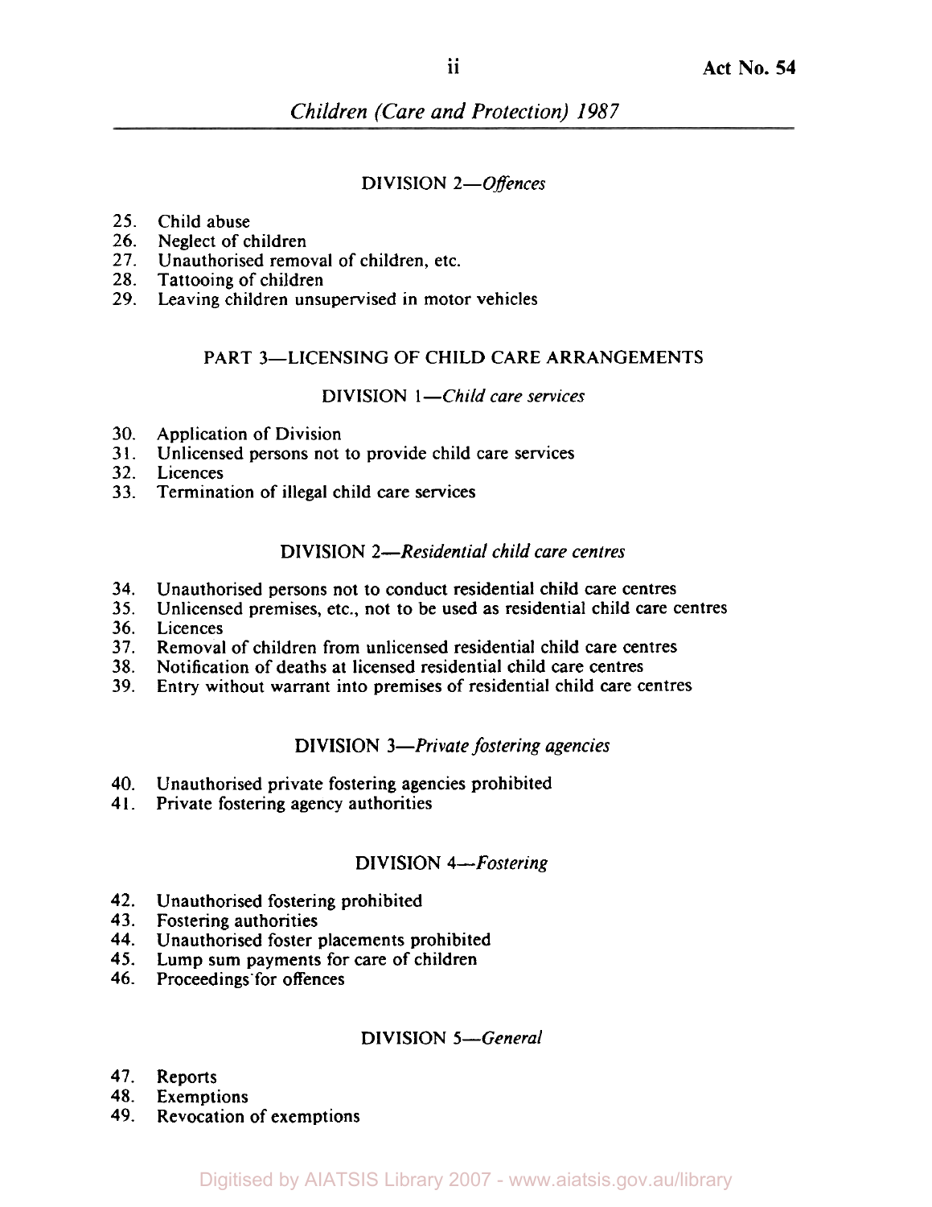### DIVISION 2—*Offences*

25. Child abuse
26. Neglect of children
27. Unauthorised removal of children, etc.
28. Tattooing of children
29. Leaving children unsupervised in motor vehicles

## PART 3—LICENSING OF CHILD CARE ARRANGEMENTS

### DIVISION 1—*Child care services*

30. Application of Division
31. Unlicensed persons not to provide child care services
32. Licences
33. Termination of illegal child care services

### DIVISION 2—*Residential child care centres*

34. Unauthorised persons not to conduct residential child care centres
35. Unlicensed premises, etc., not to be used as residential child care centres
36. Licences
37. Removal of children from unlicensed residential child care centres
38. Notification of deaths at licensed residential child care centres
39. Entry without warrant into premises of residential child care centres

### DIVISION 3—*Private fostering agencies*

40. Unauthorised private fostering agencies prohibited
41. Private fostering agency authorities

### DIVISION 4—*Fostering*

42. Unauthorised fostering prohibited
43. Fostering authorities
44. Unauthorised foster placements prohibited
45. Lump sum payments for care of children
46. Proceedings for offences

### DIVISION 5—*General*

47. Reports
48. Exemptions
49. Revocation of exemptions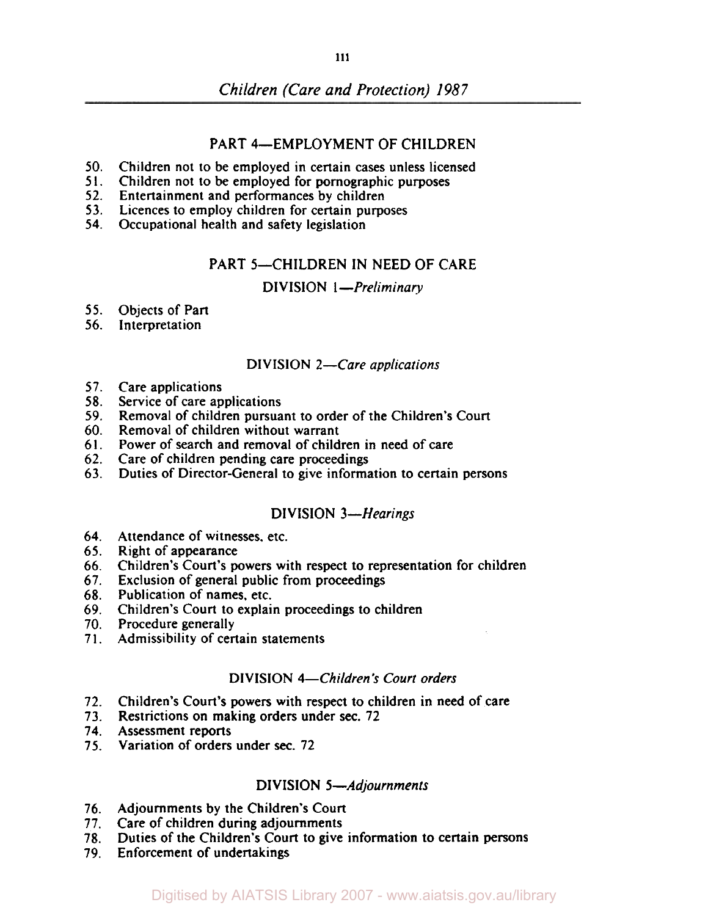## PART 4—EMPLOYMENT OF CHILDREN

50. Children not to be employed in certain cases unless licensed
51. Children not to be employed for pornographic purposes
52. Entertainment and performances by children
53. Licences to employ children for certain purposes
54. Occupational health and safety legislation

## PART 5—CHILDREN IN NEED OF CARE

### DIVISION 1—*Preliminary*

55. Objects of Part
56. Interpretation

### DIVISION 2—*Care applications*

57. Care applications
58. Service of care applications
59. Removal of children pursuant to order of the Children's Court
60. Removal of children without warrant
61. Power of search and removal of children in need of care
62. Care of children pending care proceedings
63. Duties of Director-General to give information to certain persons

### DIVISION 3—*Hearings*

64. Attendance of witnesses, etc.
65. Right of appearance
66. Children's Court's powers with respect to representation for children
67. Exclusion of general public from proceedings
68. Publication of names, etc.
69. Children's Court to explain proceedings to children
70. Procedure generally
71. Admissibility of certain statements

### DIVISION 4—*Children's Court orders*

72. Children's Court's powers with respect to children in need of care
73. Restrictions on making orders under sec. 72
74. Assessment reports
75. Variation of orders under sec. 72

### DIVISION 5—*Adjournments*

76. Adjournments by the Children's Court
77. Care of children during adjournments
78. Duties of the Children's Court to give information to certain persons
79. Enforcement of undertakings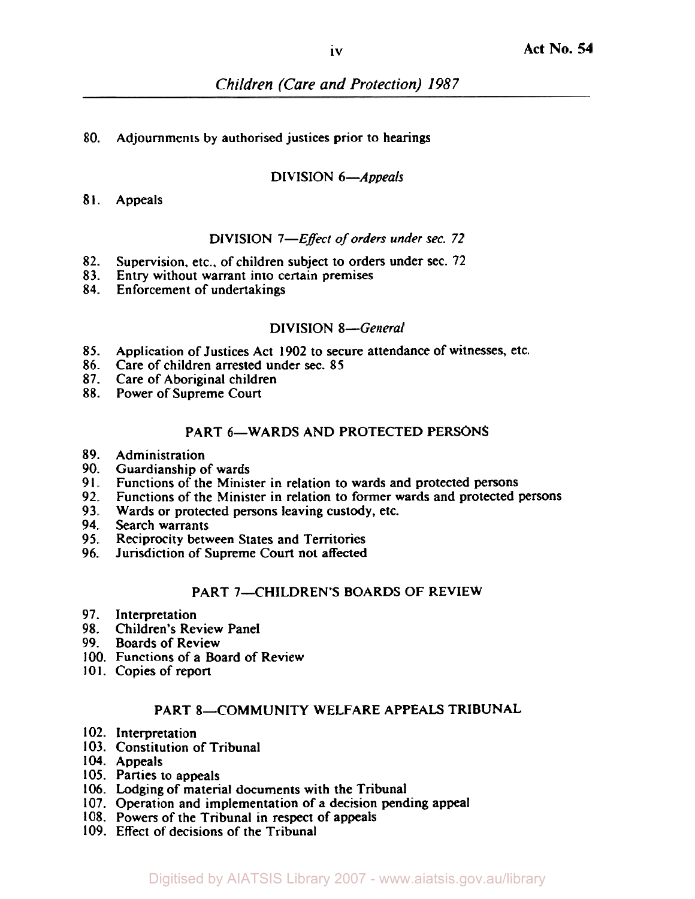80. Adjournments by authorised justices prior to hearings

### DIVISION 6—*Appeals*

81. Appeals

### DIVISION 7—*Effect of orders under sec. 72*

82. Supervision, etc., of children subject to orders under sec. 72
83. Entry without warrant into certain premises
84. Enforcement of undertakings

### DIVISION 8—*General*

85. Application of Justices Act 1902 to secure attendance of witnesses, etc.
86. Care of children arrested under sec. 85
87. Care of Aboriginal children
88. Power of Supreme Court

## PART 6—WARDS AND PROTECTED PERSONS

89. Administration
90. Guardianship of wards
91. Functions of the Minister in relation to wards and protected persons
92. Functions of the Minister in relation to former wards and protected persons
93. Wards or protected persons leaving custody, etc.
94. Search warrants
95. Reciprocity between States and Territories
96. Jurisdiction of Supreme Court not affected

## PART 7—CHILDREN'S BOARDS OF REVIEW

97. Interpretation
98. Children's Review Panel
99. Boards of Review
100. Functions of a Board of Review
101. Copies of report

## PART 8—COMMUNITY WELFARE APPEALS TRIBUNAL

102. Interpretation
103. Constitution of Tribunal
104. Appeals
105. Parties to appeals
106. Lodging of material documents with the Tribunal
107. Operation and implementation of a decision pending appeal
108. Powers of the Tribunal in respect of appeals
109. Effect of decisions of the Tribunal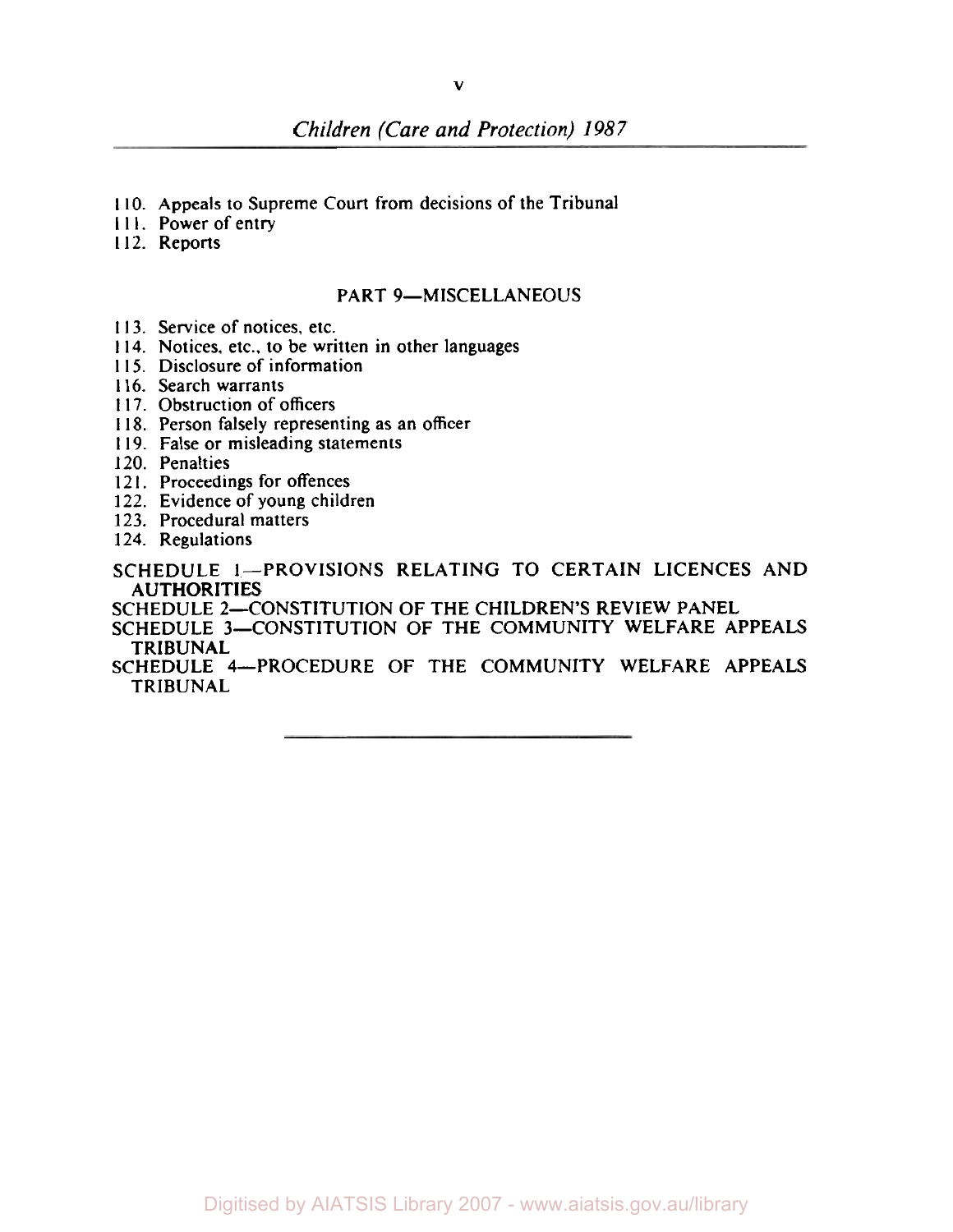110. Appeals to Supreme Court from decisions of the Tribunal
111. Power of entry
112. Reports

## PART 9—MISCELLANEOUS

113. Service of notices, etc.
114. Notices, etc., to be written in other languages
115. Disclosure of information
116. Search warrants
117. Obstruction of officers
118. Person falsely representing as an officer
119. False or misleading statements
120. Penalties
121. Proceedings for offences
122. Evidence of young children
123. Procedural matters
124. Regulations

SCHEDULE 1—PROVISIONS RELATING TO CERTAIN LICENCES AND AUTHORITIES

SCHEDULE 2—CONSTITUTION OF THE CHILDREN'S REVIEW PANEL

SCHEDULE 3—CONSTITUTION OF THE COMMUNITY WELFARE APPEALS TRIBUNAL

SCHEDULE 4—PROCEDURE OF THE COMMUNITY WELFARE APPEALS TRIBUNAL